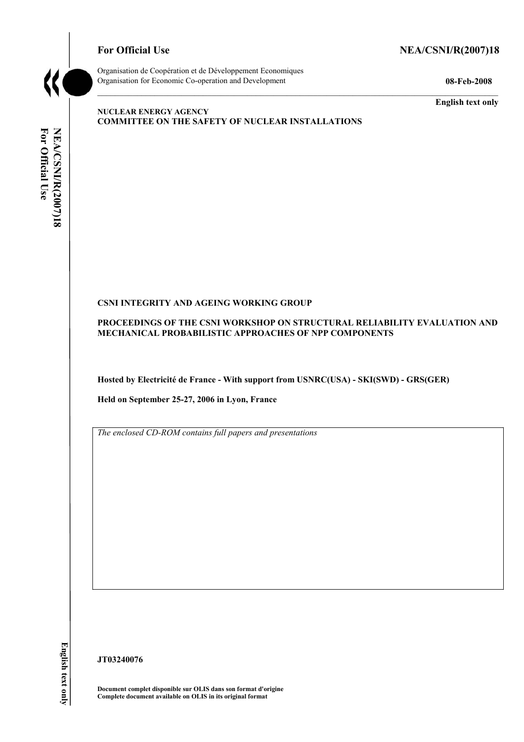**For Official Use** **NEA/CSNI/R(2007)18**

Organisation de Coopération et de Développement Economiques
Organisation for Economic Co-operation and Development **08-Feb-2008**

**English text only**

**NUCLEAR ENERGY AGENCY**
**COMMITTEE ON THE SAFETY OF NUCLEAR INSTALLATIONS**

**CSNI INTEGRITY AND AGEING WORKING GROUP**

**PROCEEDINGS OF THE CSNI WORKSHOP ON STRUCTURAL RELIABILITY EVALUATION AND MECHANICAL PROBABILISTIC APPROACHES OF NPP COMPONENTS**

**Hosted by Electricité de France - With support from USNRC(USA) - SKI(SWD) - GRS(GER)**

**Held on September 25-27, 2006 in Lyon, France**

*The enclosed CD-ROM contains full papers and presentations*

**JT03240076**

**Document complet disponible sur OLIS dans son format d'origine**
**Complete document available on OLIS in its original format**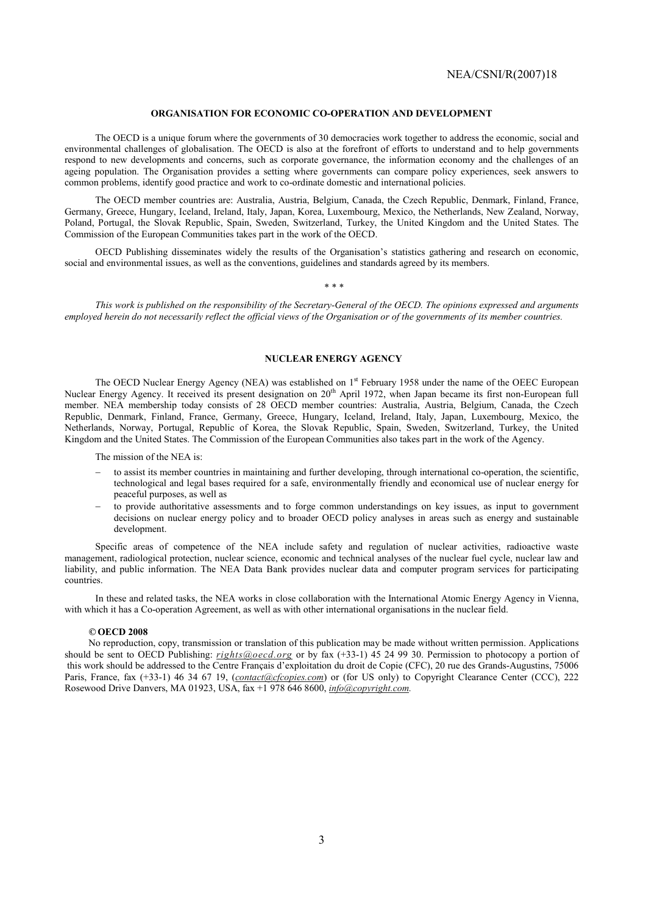## ORGANISATION FOR ECONOMIC CO-OPERATION AND DEVELOPMENT

The OECD is a unique forum where the governments of 30 democracies work together to address the economic, social and environmental challenges of globalisation. The OECD is also at the forefront of efforts to understand and to help governments respond to new developments and concerns, such as corporate governance, the information economy and the challenges of an ageing population. The Organisation provides a setting where governments can compare policy experiences, seek answers to common problems, identify good practice and work to co-ordinate domestic and international policies.

The OECD member countries are: Australia, Austria, Belgium, Canada, the Czech Republic, Denmark, Finland, France, Germany, Greece, Hungary, Iceland, Ireland, Italy, Japan, Korea, Luxembourg, Mexico, the Netherlands, New Zealand, Norway, Poland, Portugal, the Slovak Republic, Spain, Sweden, Switzerland, Turkey, the United Kingdom and the United States. The Commission of the European Communities takes part in the work of the OECD.

OECD Publishing disseminates widely the results of the Organisation's statistics gathering and research on economic, social and environmental issues, as well as the conventions, guidelines and standards agreed by its members.

\* \* \*

*This work is published on the responsibility of the Secretary-General of the OECD. The opinions expressed and arguments employed herein do not necessarily reflect the official views of the Organisation or of the governments of its member countries.*

## NUCLEAR ENERGY AGENCY

The OECD Nuclear Energy Agency (NEA) was established on 1st February 1958 under the name of the OEEC European Nuclear Energy Agency. It received its present designation on 20th April 1972, when Japan became its first non-European full member. NEA membership today consists of 28 OECD member countries: Australia, Austria, Belgium, Canada, the Czech Republic, Denmark, Finland, France, Germany, Greece, Hungary, Iceland, Ireland, Italy, Japan, Luxembourg, Mexico, the Netherlands, Norway, Portugal, Republic of Korea, the Slovak Republic, Spain, Sweden, Switzerland, Turkey, the United Kingdom and the United States. The Commission of the European Communities also takes part in the work of the Agency.

The mission of the NEA is:

- to assist its member countries in maintaining and further developing, through international co-operation, the scientific, technological and legal bases required for a safe, environmentally friendly and economical use of nuclear energy for peaceful purposes, as well as
- to provide authoritative assessments and to forge common understandings on key issues, as input to government decisions on nuclear energy policy and to broader OECD policy analyses in areas such as energy and sustainable development.

Specific areas of competence of the NEA include safety and regulation of nuclear activities, radioactive waste management, radiological protection, nuclear science, economic and technical analyses of the nuclear fuel cycle, nuclear law and liability, and public information. The NEA Data Bank provides nuclear data and computer program services for participating countries.

In these and related tasks, the NEA works in close collaboration with the International Atomic Energy Agency in Vienna, with which it has a Co-operation Agreement, as well as with other international organisations in the nuclear field.

**© OECD 2008**

No reproduction, copy, transmission or translation of this publication may be made without written permission. Applications should be sent to OECD Publishing: *rights@oecd.org* or by fax (+33-1) 45 24 99 30. Permission to photocopy a portion of this work should be addressed to the Centre Français d'exploitation du droit de Copie (CFC), 20 rue des Grands-Augustins, 75006 Paris, France, fax (+33-1) 46 34 67 19, (*contact@cfcopies.com*) or (for US only) to Copyright Clearance Center (CCC), 222 Rosewood Drive Danvers, MA 01923, USA, fax +1 978 646 8600, *info@copyright.com*.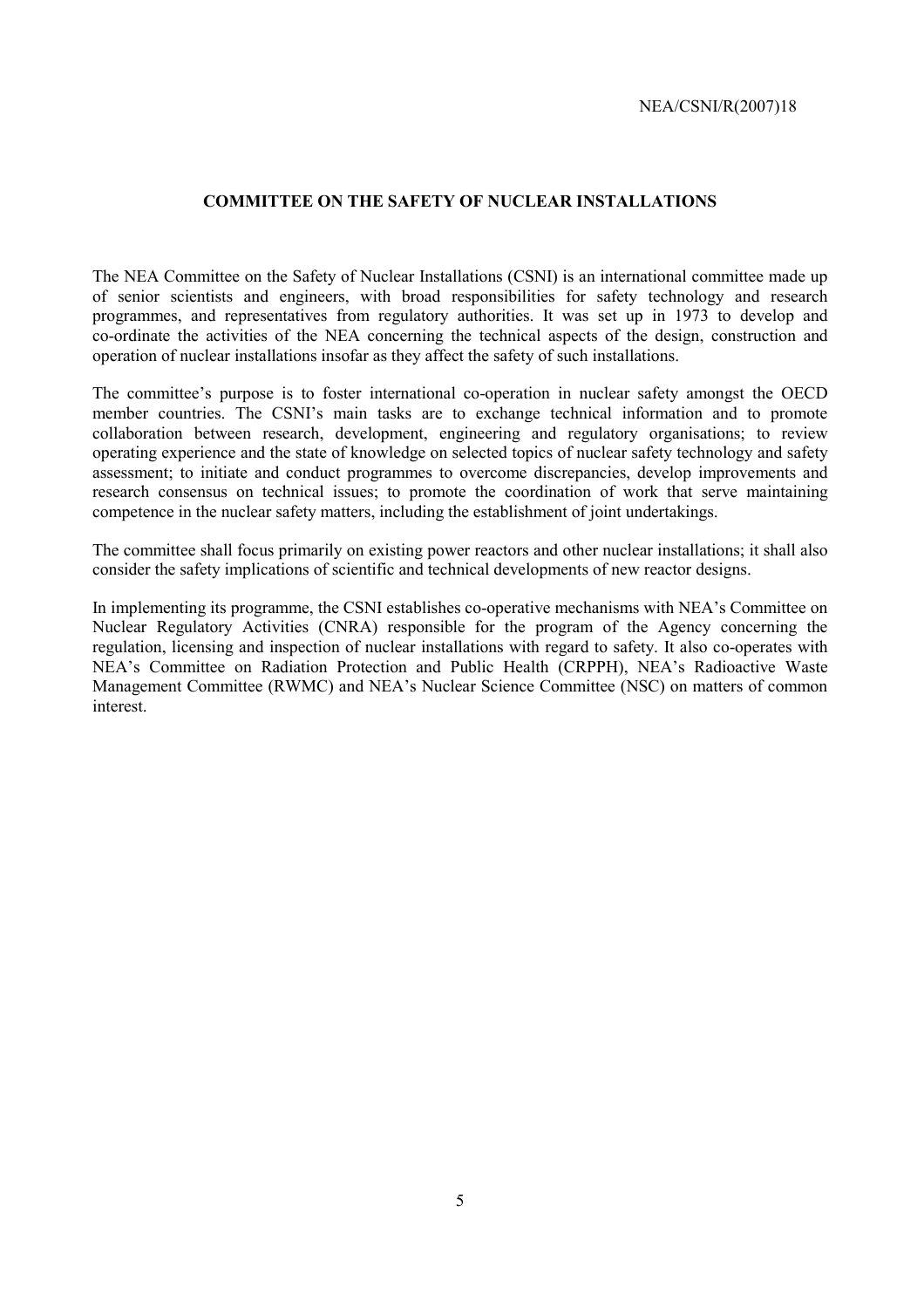## COMMITTEE ON THE SAFETY OF NUCLEAR INSTALLATIONS

The NEA Committee on the Safety of Nuclear Installations (CSNI) is an international committee made up of senior scientists and engineers, with broad responsibilities for safety technology and research programmes, and representatives from regulatory authorities. It was set up in 1973 to develop and co-ordinate the activities of the NEA concerning the technical aspects of the design, construction and operation of nuclear installations insofar as they affect the safety of such installations.

The committee's purpose is to foster international co-operation in nuclear safety amongst the OECD member countries. The CSNI's main tasks are to exchange technical information and to promote collaboration between research, development, engineering and regulatory organisations; to review operating experience and the state of knowledge on selected topics of nuclear safety technology and safety assessment; to initiate and conduct programmes to overcome discrepancies, develop improvements and research consensus on technical issues; to promote the coordination of work that serve maintaining competence in the nuclear safety matters, including the establishment of joint undertakings.

The committee shall focus primarily on existing power reactors and other nuclear installations; it shall also consider the safety implications of scientific and technical developments of new reactor designs.

In implementing its programme, the CSNI establishes co-operative mechanisms with NEA's Committee on Nuclear Regulatory Activities (CNRA) responsible for the program of the Agency concerning the regulation, licensing and inspection of nuclear installations with regard to safety. It also co-operates with NEA's Committee on Radiation Protection and Public Health (CRPPH), NEA's Radioactive Waste Management Committee (RWMC) and NEA's Nuclear Science Committee (NSC) on matters of common interest.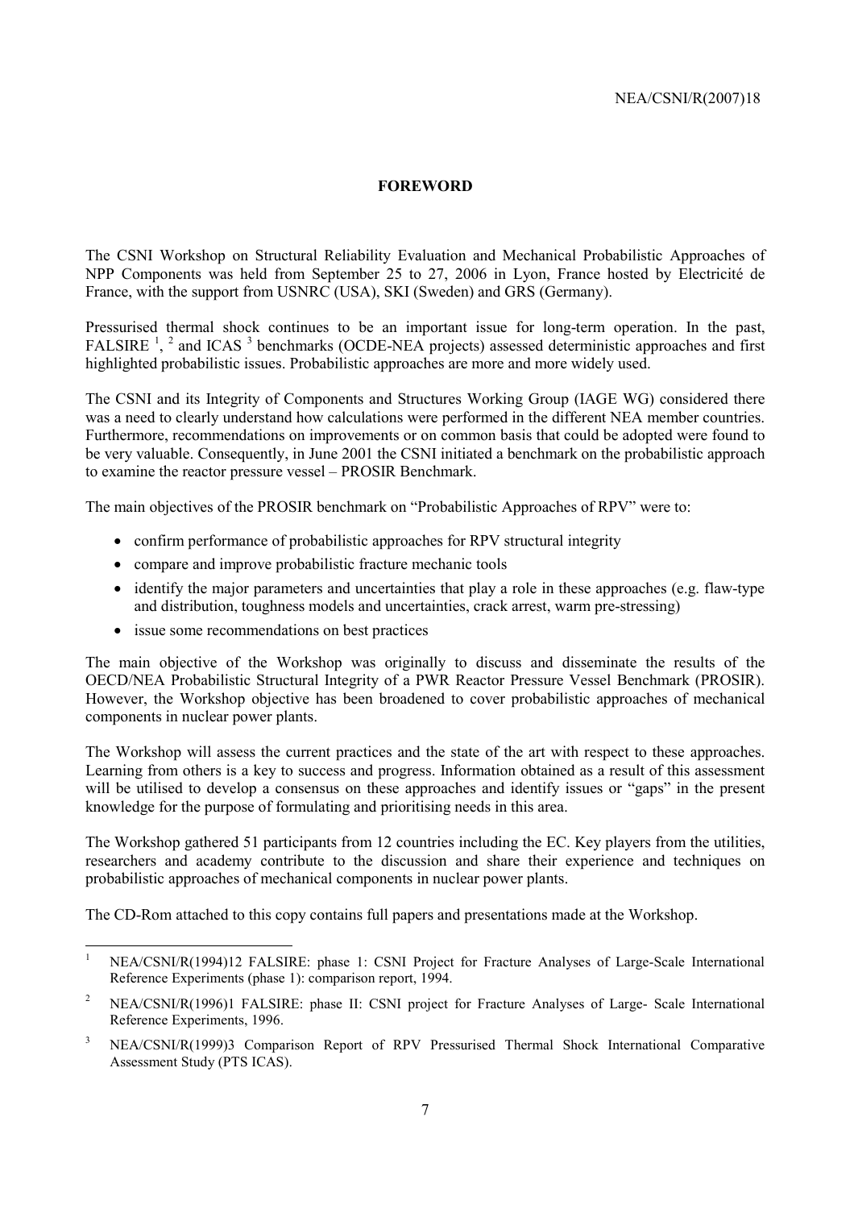# FOREWORD

The CSNI Workshop on Structural Reliability Evaluation and Mechanical Probabilistic Approaches of NPP Components was held from September 25 to 27, 2006 in Lyon, France hosted by Electricité de France, with the support from USNRC (USA), SKI (Sweden) and GRS (Germany).

Pressurised thermal shock continues to be an important issue for long-term operation. In the past, FALSIRE [1], [2] and ICAS [3] benchmarks (OCDE-NEA projects) assessed deterministic approaches and first highlighted probabilistic issues. Probabilistic approaches are more and more widely used.

The CSNI and its Integrity of Components and Structures Working Group (IAGE WG) considered there was a need to clearly understand how calculations were performed in the different NEA member countries. Furthermore, recommendations on improvements or on common basis that could be adopted were found to be very valuable. Consequently, in June 2001 the CSNI initiated a benchmark on the probabilistic approach to examine the reactor pressure vessel – PROSIR Benchmark.

The main objectives of the PROSIR benchmark on "Probabilistic Approaches of RPV" were to:

- confirm performance of probabilistic approaches for RPV structural integrity
- compare and improve probabilistic fracture mechanic tools
- identify the major parameters and uncertainties that play a role in these approaches (e.g. flaw-type and distribution, toughness models and uncertainties, crack arrest, warm pre-stressing)
- issue some recommendations on best practices

The main objective of the Workshop was originally to discuss and disseminate the results of the OECD/NEA Probabilistic Structural Integrity of a PWR Reactor Pressure Vessel Benchmark (PROSIR). However, the Workshop objective has been broadened to cover probabilistic approaches of mechanical components in nuclear power plants.

The Workshop will assess the current practices and the state of the art with respect to these approaches. Learning from others is a key to success and progress. Information obtained as a result of this assessment will be utilised to develop a consensus on these approaches and identify issues or "gaps" in the present knowledge for the purpose of formulating and prioritising needs in this area.

The Workshop gathered 51 participants from 12 countries including the EC. Key players from the utilities, researchers and academy contribute to the discussion and share their experience and techniques on probabilistic approaches of mechanical components in nuclear power plants.

The CD-Rom attached to this copy contains full papers and presentations made at the Workshop.

---

[1] NEA/CSNI/R(1994)12 FALSIRE: phase 1: CSNI Project for Fracture Analyses of Large-Scale International Reference Experiments (phase 1): comparison report, 1994.

[2] NEA/CSNI/R(1996)1 FALSIRE: phase II: CSNI project for Fracture Analyses of Large- Scale International Reference Experiments, 1996.

[3] NEA/CSNI/R(1999)3 Comparison Report of RPV Pressurised Thermal Shock International Comparative Assessment Study (PTS ICAS).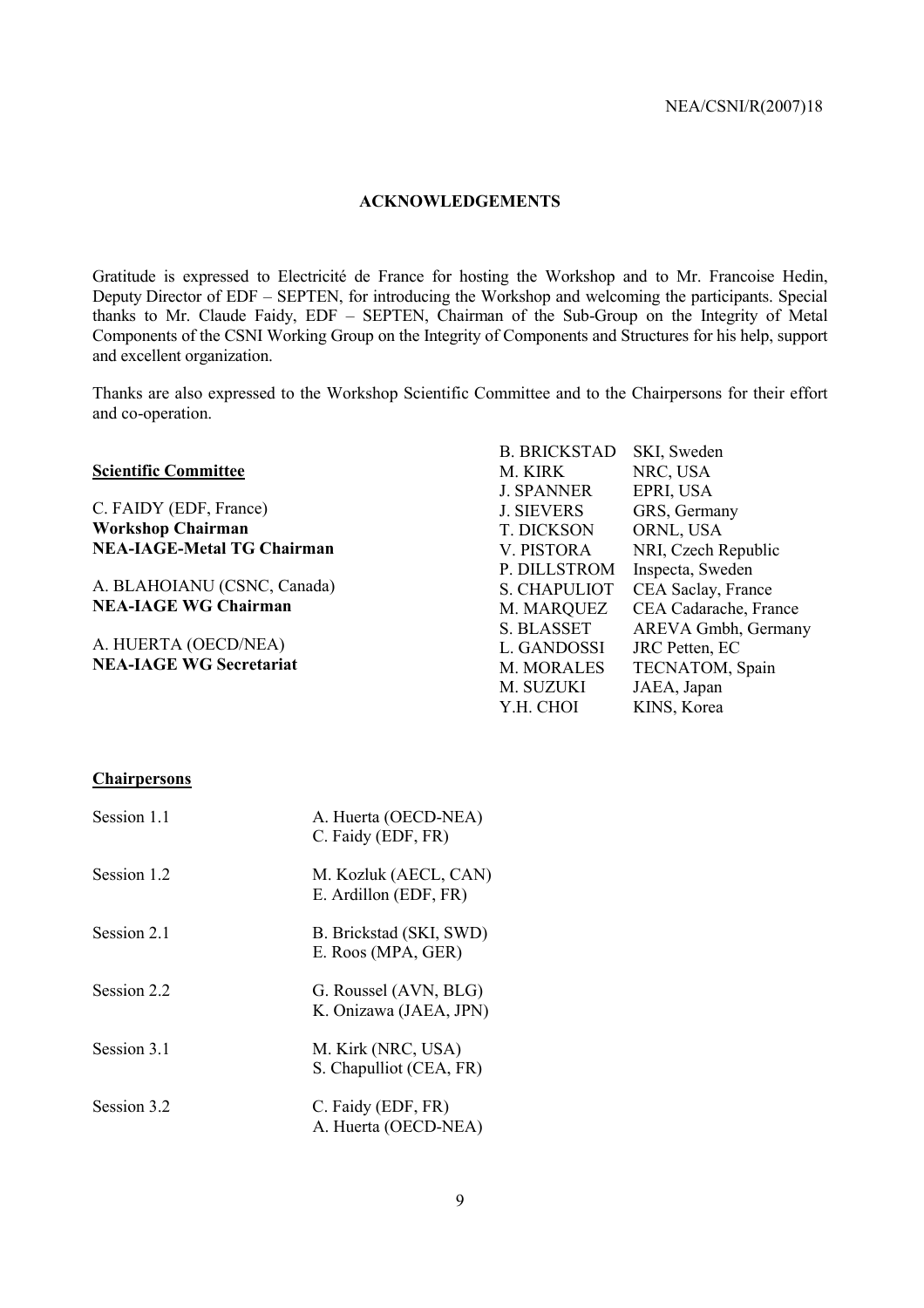## ACKNOWLEDGEMENTS

Gratitude is expressed to Electricité de France for hosting the Workshop and to Mr. Francoise Hedin, Deputy Director of EDF – SEPTEN, for introducing the Workshop and welcoming the participants. Special thanks to Mr. Claude Faidy, EDF – SEPTEN, Chairman of the Sub-Group on the Integrity of Metal Components of the CSNI Working Group on the Integrity of Components and Structures for his help, support and excellent organization.

Thanks are also expressed to the Workshop Scientific Committee and to the Chairpersons for their effort and co-operation.

**Scientific Committee**

C. FAIDY (EDF, France)
**Workshop Chairman**
**NEA-IAGE-Metal TG Chairman**

A. BLAHOIANU (CSNC, Canada)
**NEA-IAGE WG Chairman**

A. HUERTA (OECD/NEA)
**NEA-IAGE WG Secretariat**

| | |
|---|---|
| B. BRICKSTAD | SKI, Sweden |
| M. KIRK | NRC, USA |
| J. SPANNER | EPRI, USA |
| J. SIEVERS | GRS, Germany |
| T. DICKSON | ORNL, USA |
| V. PISTORA | NRI, Czech Republic |
| P. DILLSTROM | Inspecta, Sweden |
| S. CHAPULIOT | CEA Saclay, France |
| M. MARQUEZ | CEA Cadarache, France |
| S. BLASSET | AREVA Gmbh, Germany |
| L. GANDOSSI | JRC Petten, EC |
| M. MORALES | TECNATOM, Spain |
| M. SUZUKI | JAEA, Japan |
| Y.H. CHOI | KINS, Korea |

**Chairpersons**

| | |
|---|---|
| Session 1.1 | A. Huerta (OECD-NEA)<br>C. Faidy (EDF, FR) |
| Session 1.2 | M. Kozluk (AECL, CAN)<br>E. Ardillon (EDF, FR) |
| Session 2.1 | B. Brickstad (SKI, SWD)<br>E. Roos (MPA, GER) |
| Session 2.2 | G. Roussel (AVN, BLG)<br>K. Onizawa (JAEA, JPN) |
| Session 3.1 | M. Kirk (NRC, USA)<br>S. Chapulliot (CEA, FR) |
| Session 3.2 | C. Faidy (EDF, FR)<br>A. Huerta (OECD-NEA) |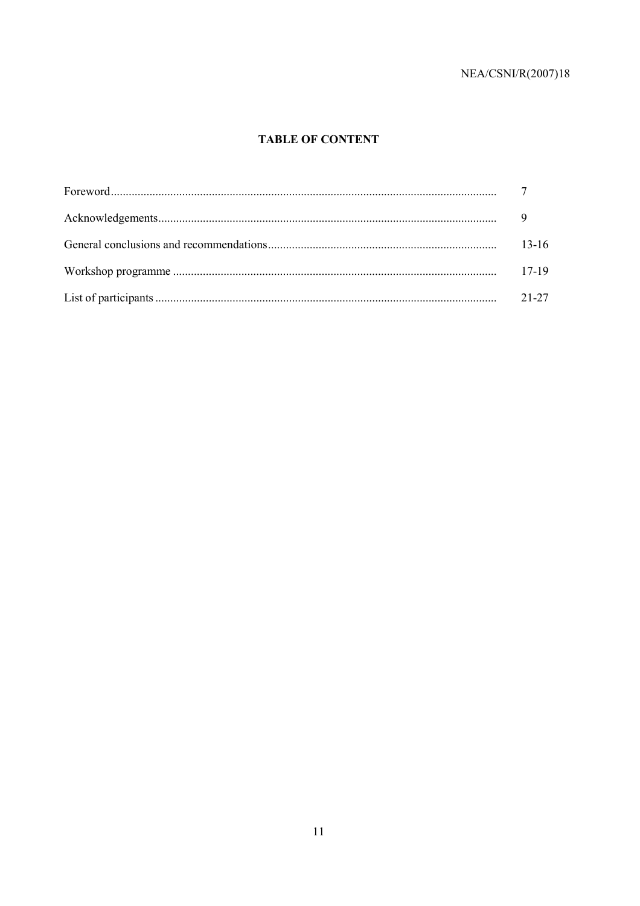# TABLE OF CONTENT

| | |
|---|---|
| Foreword | 7 |
| Acknowledgements | 9 |
| General conclusions and recommendations | 13-16 |
| Workshop programme | 17-19 |
| List of participants | 21-27 |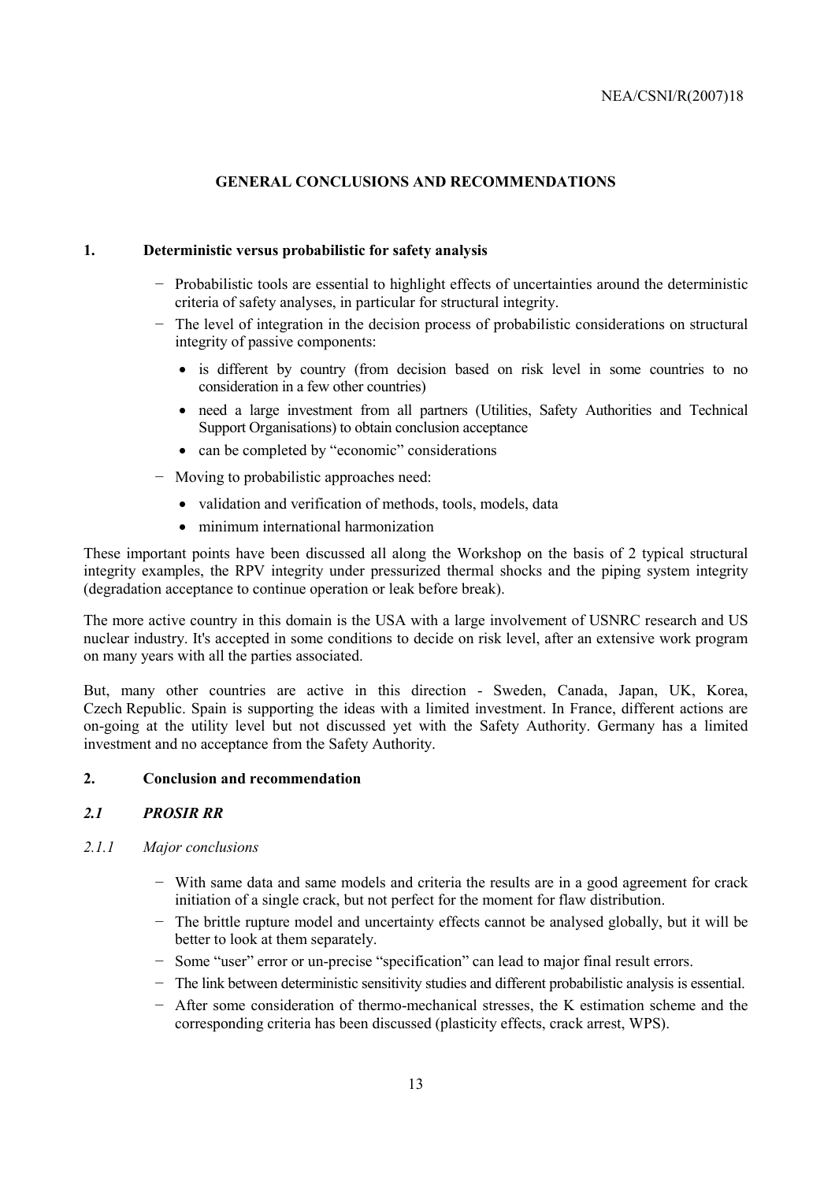## GENERAL CONCLUSIONS AND RECOMMENDATIONS

### 1. Deterministic versus probabilistic for safety analysis

- Probabilistic tools are essential to highlight effects of uncertainties around the deterministic criteria of safety analyses, in particular for structural integrity.
- The level of integration in the decision process of probabilistic considerations on structural integrity of passive components:
  - is different by country (from decision based on risk level in some countries to no consideration in a few other countries)
  - need a large investment from all partners (Utilities, Safety Authorities and Technical Support Organisations) to obtain conclusion acceptance
  - can be completed by "economic" considerations
- Moving to probabilistic approaches need:
  - validation and verification of methods, tools, models, data
  - minimum international harmonization

These important points have been discussed all along the Workshop on the basis of 2 typical structural integrity examples, the RPV integrity under pressurized thermal shocks and the piping system integrity (degradation acceptance to continue operation or leak before break).

The more active country in this domain is the USA with a large involvement of USNRC research and US nuclear industry. It's accepted in some conditions to decide on risk level, after an extensive work program on many years with all the parties associated.

But, many other countries are active in this direction - Sweden, Canada, Japan, UK, Korea, Czech Republic. Spain is supporting the ideas with a limited investment. In France, different actions are on-going at the utility level but not discussed yet with the Safety Authority. Germany has a limited investment and no acceptance from the Safety Authority.

### 2. Conclusion and recommendation

#### *2.1 PROSIR RR*

##### *2.1.1 Major conclusions*

- With same data and same models and criteria the results are in a good agreement for crack initiation of a single crack, but not perfect for the moment for flaw distribution.
- The brittle rupture model and uncertainty effects cannot be analysed globally, but it will be better to look at them separately.
- Some "user" error or un-precise "specification" can lead to major final result errors.
- The link between deterministic sensitivity studies and different probabilistic analysis is essential.
- After some consideration of thermo-mechanical stresses, the K estimation scheme and the corresponding criteria has been discussed (plasticity effects, crack arrest, WPS).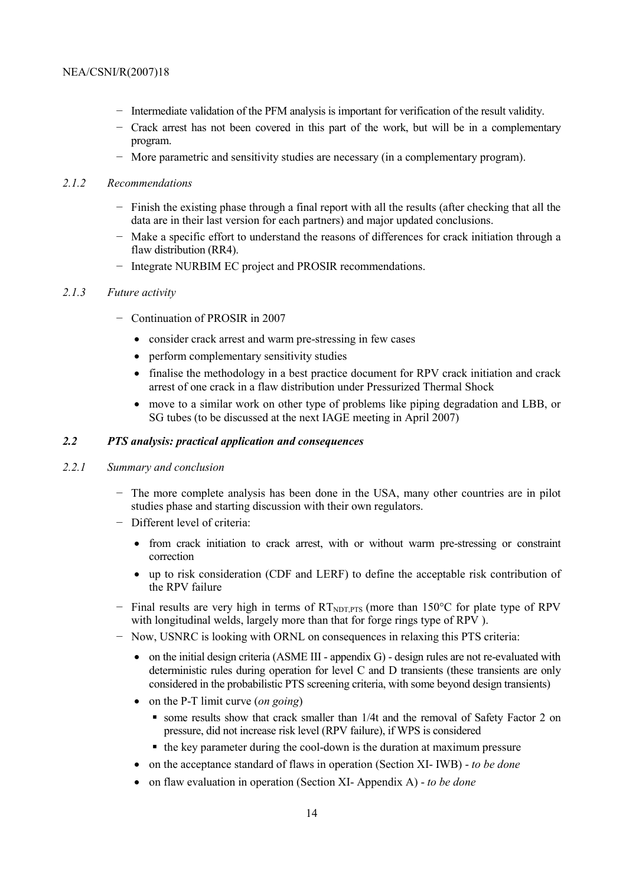- Intermediate validation of the PFM analysis is important for verification of the result validity.
- Crack arrest has not been covered in this part of the work, but will be in a complementary program.
- More parametric and sensitivity studies are necessary (in a complementary program).

### *2.1.2 Recommendations*

- Finish the existing phase through a final report with all the results (after checking that all the data are in their last version for each partners) and major updated conclusions.
- Make a specific effort to understand the reasons of differences for crack initiation through a flaw distribution (RR4).
- Integrate NURBIM EC project and PROSIR recommendations.

### *2.1.3 Future activity*

- Continuation of PROSIR in 2007
  - consider crack arrest and warm pre-stressing in few cases
  - perform complementary sensitivity studies
  - finalise the methodology in a best practice document for RPV crack initiation and crack arrest of one crack in a flaw distribution under Pressurized Thermal Shock
  - move to a similar work on other type of problems like piping degradation and LBB, or SG tubes (to be discussed at the next IAGE meeting in April 2007)

## *2.2 PTS analysis: practical application and consequences*

### *2.2.1 Summary and conclusion*

- The more complete analysis has been done in the USA, many other countries are in pilot studies phase and starting discussion with their own regulators.
- Different level of criteria:
  - from crack initiation to crack arrest, with or without warm pre-stressing or constraint correction
  - up to risk consideration (CDF and LERF) to define the acceptable risk contribution of the RPV failure
- Final results are very high in terms of $RT_{NDT,PTS}$ (more than 150°C for plate type of RPV with longitudinal welds, largely more than that for forge rings type of RPV ).
- Now, USNRC is looking with ORNL on consequences in relaxing this PTS criteria:
  - on the initial design criteria (ASME III - appendix G) - design rules are not re-evaluated with deterministic rules during operation for level C and D transients (these transients are only considered in the probabilistic PTS screening criteria, with some beyond design transients)
  - on the P-T limit curve (*on going*)
    - some results show that crack smaller than 1/4t and the removal of Safety Factor 2 on pressure, did not increase risk level (RPV failure), if WPS is considered
    - the key parameter during the cool-down is the duration at maximum pressure
  - on the acceptance standard of flaws in operation (Section XI- IWB) - *to be done*
  - on flaw evaluation in operation (Section XI- Appendix A) - *to be done*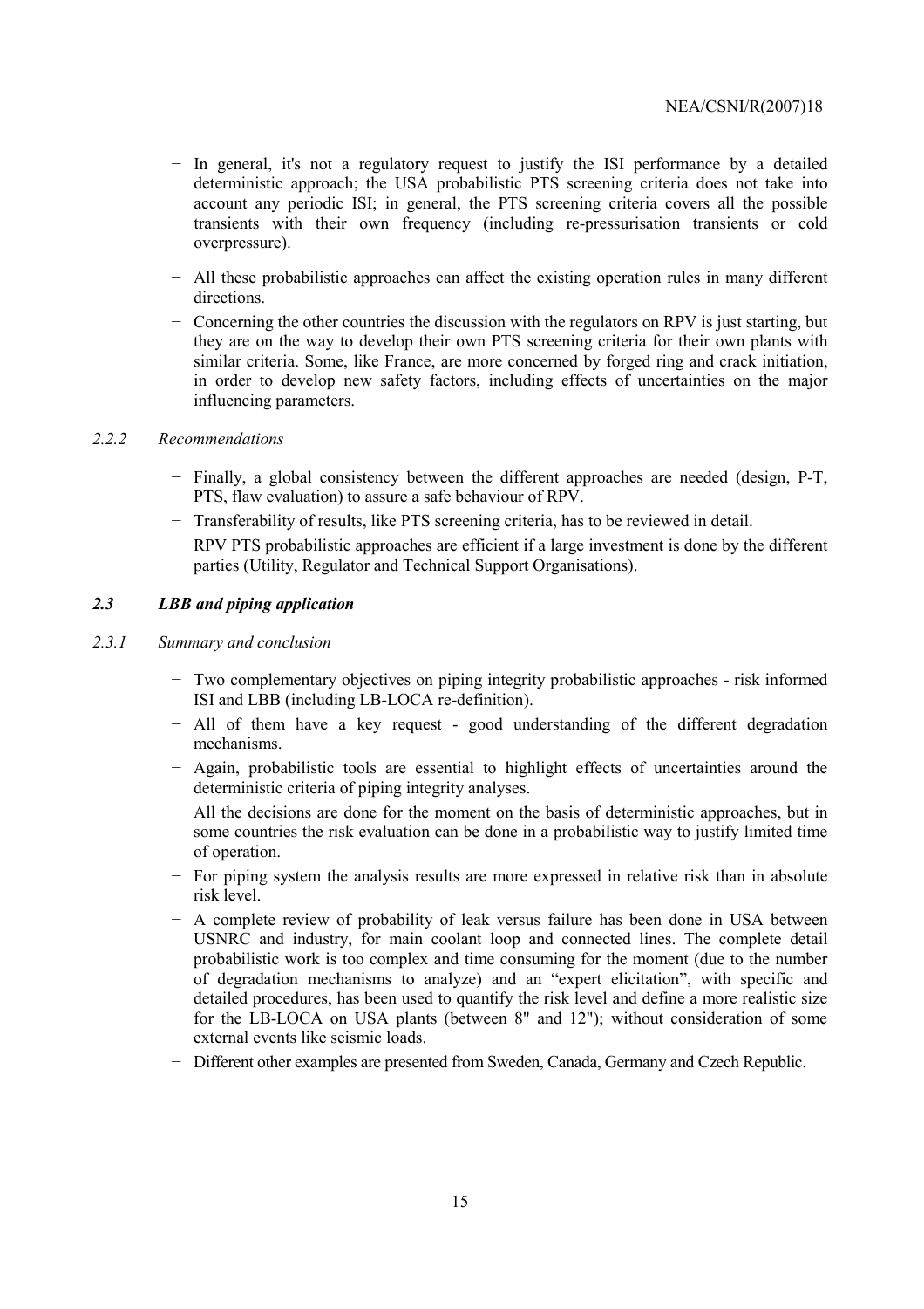- In general, it's not a regulatory request to justify the ISI performance by a detailed deterministic approach; the USA probabilistic PTS screening criteria does not take into account any periodic ISI; in general, the PTS screening criteria covers all the possible transients with their own frequency (including re-pressurisation transients or cold overpressure).
- All these probabilistic approaches can affect the existing operation rules in many different directions.
- Concerning the other countries the discussion with the regulators on RPV is just starting, but they are on the way to develop their own PTS screening criteria for their own plants with similar criteria. Some, like France, are more concerned by forged ring and crack initiation, in order to develop new safety factors, including effects of uncertainties on the major influencing parameters.

#### *2.2.2 Recommendations*

- Finally, a global consistency between the different approaches are needed (design, P-T, PTS, flaw evaluation) to assure a safe behaviour of RPV.
- Transferability of results, like PTS screening criteria, has to be reviewed in detail.
- RPV PTS probabilistic approaches are efficient if a large investment is done by the different parties (Utility, Regulator and Technical Support Organisations).

### *2.3 LBB and piping application*

#### *2.3.1 Summary and conclusion*

- Two complementary objectives on piping integrity probabilistic approaches - risk informed ISI and LBB (including LB-LOCA re-definition).
- All of them have a key request - good understanding of the different degradation mechanisms.
- Again, probabilistic tools are essential to highlight effects of uncertainties around the deterministic criteria of piping integrity analyses.
- All the decisions are done for the moment on the basis of deterministic approaches, but in some countries the risk evaluation can be done in a probabilistic way to justify limited time of operation.
- For piping system the analysis results are more expressed in relative risk than in absolute risk level.
- A complete review of probability of leak versus failure has been done in USA between USNRC and industry, for main coolant loop and connected lines. The complete detail probabilistic work is too complex and time consuming for the moment (due to the number of degradation mechanisms to analyze) and an "expert elicitation", with specific and detailed procedures, has been used to quantify the risk level and define a more realistic size for the LB-LOCA on USA plants (between 8" and 12"); without consideration of some external events like seismic loads.
- Different other examples are presented from Sweden, Canada, Germany and Czech Republic.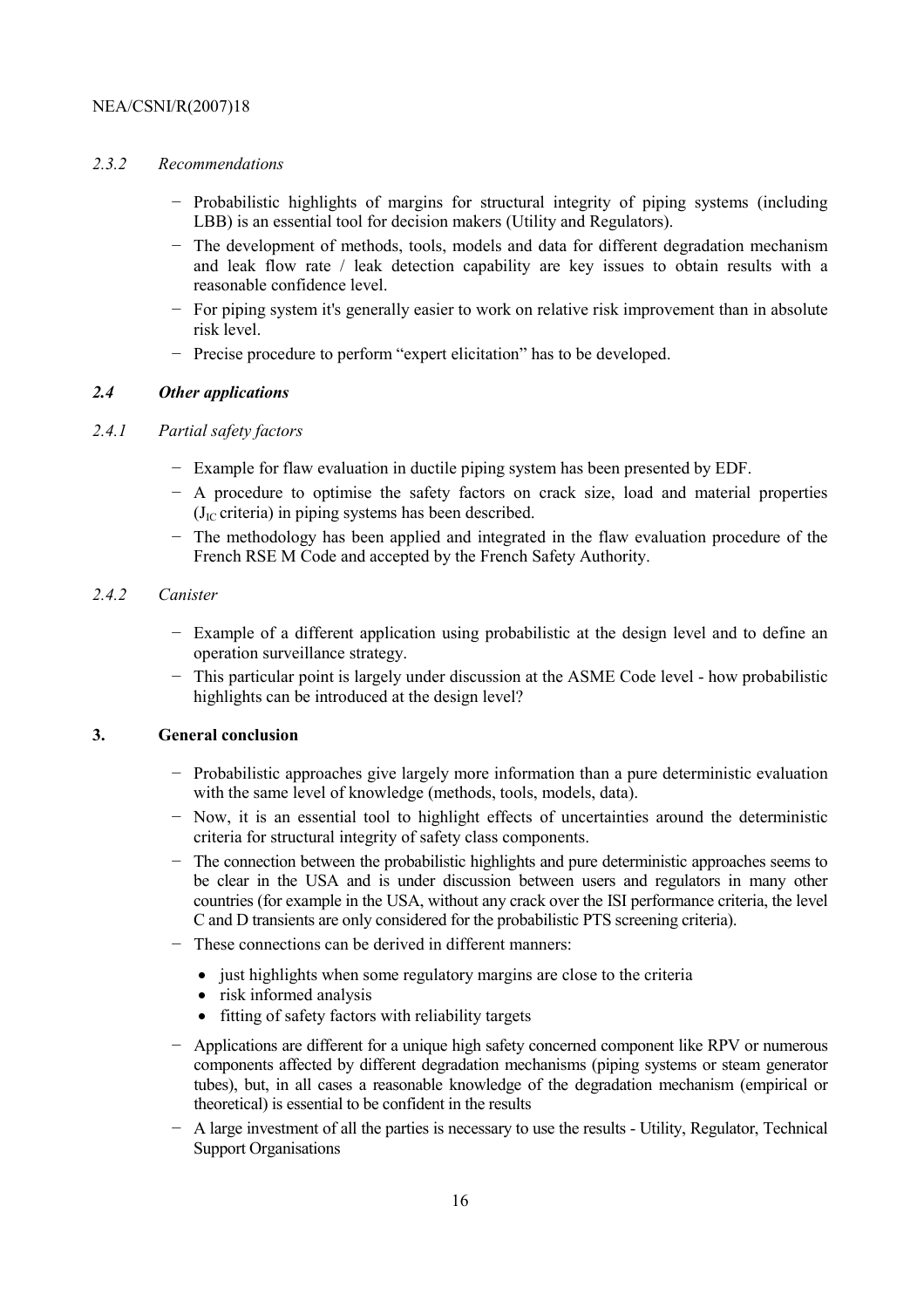#### 2.3.2 Recommendations

- Probabilistic highlights of margins for structural integrity of piping systems (including LBB) is an essential tool for decision makers (Utility and Regulators).
- The development of methods, tools, models and data for different degradation mechanism and leak flow rate / leak detection capability are key issues to obtain results with a reasonable confidence level.
- For piping system it's generally easier to work on relative risk improvement than in absolute risk level.
- Precise procedure to perform "expert elicitation" has to be developed.

### *2.4 Other applications*

#### 2.4.1 Partial safety factors

- Example for flaw evaluation in ductile piping system has been presented by EDF.
- A procedure to optimise the safety factors on crack size, load and material properties ($J_{IC}$ criteria) in piping systems has been described.
- The methodology has been applied and integrated in the flaw evaluation procedure of the French RSE M Code and accepted by the French Safety Authority.

#### 2.4.2 Canister

- Example of a different application using probabilistic at the design level and to define an operation surveillance strategy.
- This particular point is largely under discussion at the ASME Code level - how probabilistic highlights can be introduced at the design level?

## 3. General conclusion

- Probabilistic approaches give largely more information than a pure deterministic evaluation with the same level of knowledge (methods, tools, models, data).
- Now, it is an essential tool to highlight effects of uncertainties around the deterministic criteria for structural integrity of safety class components.
- The connection between the probabilistic highlights and pure deterministic approaches seems to be clear in the USA and is under discussion between users and regulators in many other countries (for example in the USA, without any crack over the ISI performance criteria, the level C and D transients are only considered for the probabilistic PTS screening criteria).
- These connections can be derived in different manners:
  - just highlights when some regulatory margins are close to the criteria
  - risk informed analysis
  - fitting of safety factors with reliability targets
- Applications are different for a unique high safety concerned component like RPV or numerous components affected by different degradation mechanisms (piping systems or steam generator tubes), but, in all cases a reasonable knowledge of the degradation mechanism (empirical or theoretical) is essential to be confident in the results
- A large investment of all the parties is necessary to use the results - Utility, Regulator, Technical Support Organisations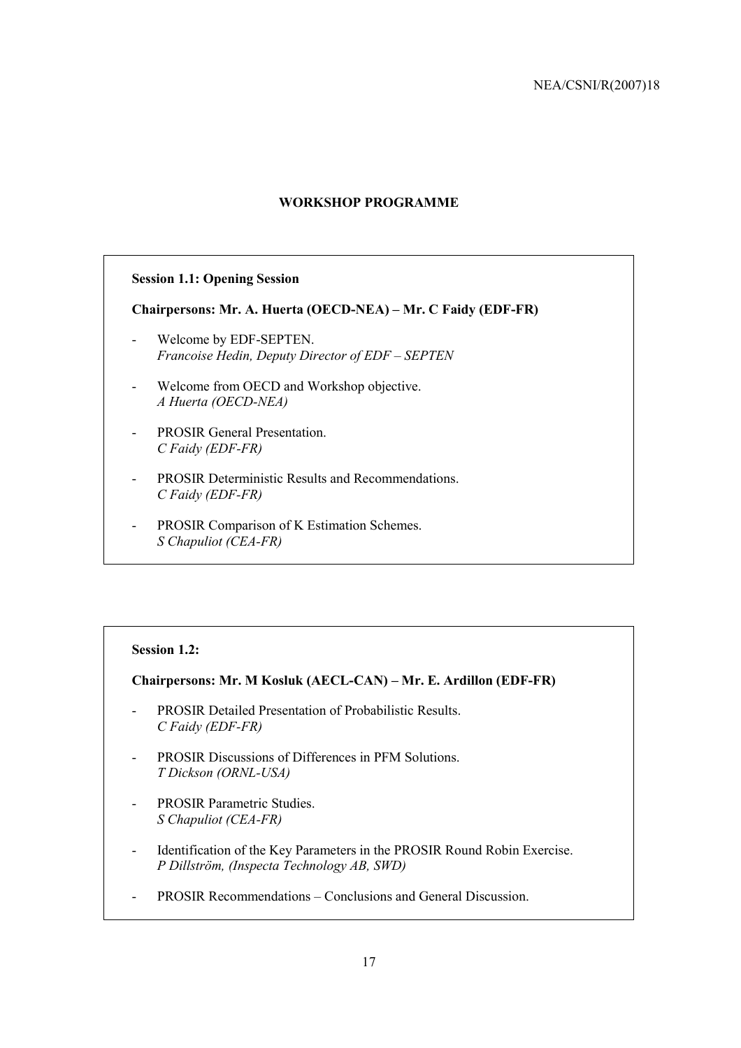## WORKSHOP PROGRAMME

**Session 1.1: Opening Session**

**Chairpersons: Mr. A. Huerta (OECD-NEA) – Mr. C Faidy (EDF-FR)**

- Welcome by EDF-SEPTEN.
  *Francoise Hedin, Deputy Director of EDF – SEPTEN*
- Welcome from OECD and Workshop objective.
  *A Huerta (OECD-NEA)*
- PROSIR General Presentation.
  *C Faidy (EDF-FR)*
- PROSIR Deterministic Results and Recommendations.
  *C Faidy (EDF-FR)*
- PROSIR Comparison of K Estimation Schemes.
  *S Chapuliot (CEA-FR)*

**Session 1.2:**

**Chairpersons: Mr. M Kosluk (AECL-CAN) – Mr. E. Ardillon (EDF-FR)**

- PROSIR Detailed Presentation of Probabilistic Results.
  *C Faidy (EDF-FR)*
- PROSIR Discussions of Differences in PFM Solutions.
  *T Dickson (ORNL-USA)*
- PROSIR Parametric Studies.
  *S Chapuliot (CEA-FR)*
- Identification of the Key Parameters in the PROSIR Round Robin Exercise.
  *P Dillström, (Inspecta Technology AB, SWD)*
- PROSIR Recommendations – Conclusions and General Discussion.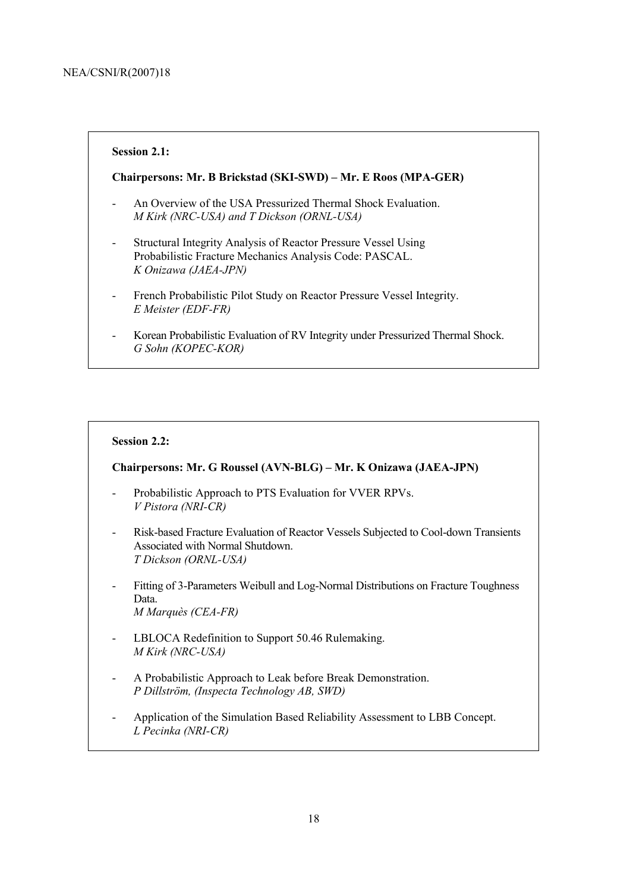**Session 2.1:**

**Chairpersons: Mr. B Brickstad (SKI-SWD) – Mr. E Roos (MPA-GER)**

- An Overview of the USA Pressurized Thermal Shock Evaluation.
  *M Kirk (NRC-USA) and T Dickson (ORNL-USA)*

- Structural Integrity Analysis of Reactor Pressure Vessel Using Probabilistic Fracture Mechanics Analysis Code: PASCAL.
  *K Onizawa (JAEA-JPN)*

- French Probabilistic Pilot Study on Reactor Pressure Vessel Integrity.
  *E Meister (EDF-FR)*

- Korean Probabilistic Evaluation of RV Integrity under Pressurized Thermal Shock.
  *G Sohn (KOPEC-KOR)*

**Session 2.2:**

**Chairpersons: Mr. G Roussel (AVN-BLG) – Mr. K Onizawa (JAEA-JPN)**

- Probabilistic Approach to PTS Evaluation for VVER RPVs.
  *V Pistora (NRI-CR)*

- Risk-based Fracture Evaluation of Reactor Vessels Subjected to Cool-down Transients Associated with Normal Shutdown.
  *T Dickson (ORNL-USA)*

- Fitting of 3-Parameters Weibull and Log-Normal Distributions on Fracture Toughness Data.
  *M Marquès (CEA-FR)*

- LBLOCA Redefinition to Support 50.46 Rulemaking.
  *M Kirk (NRC-USA)*

- A Probabilistic Approach to Leak before Break Demonstration.
  *P Dillström, (Inspecta Technology AB, SWD)*

- Application of the Simulation Based Reliability Assessment to LBB Concept.
  *L Pecinka (NRI-CR)*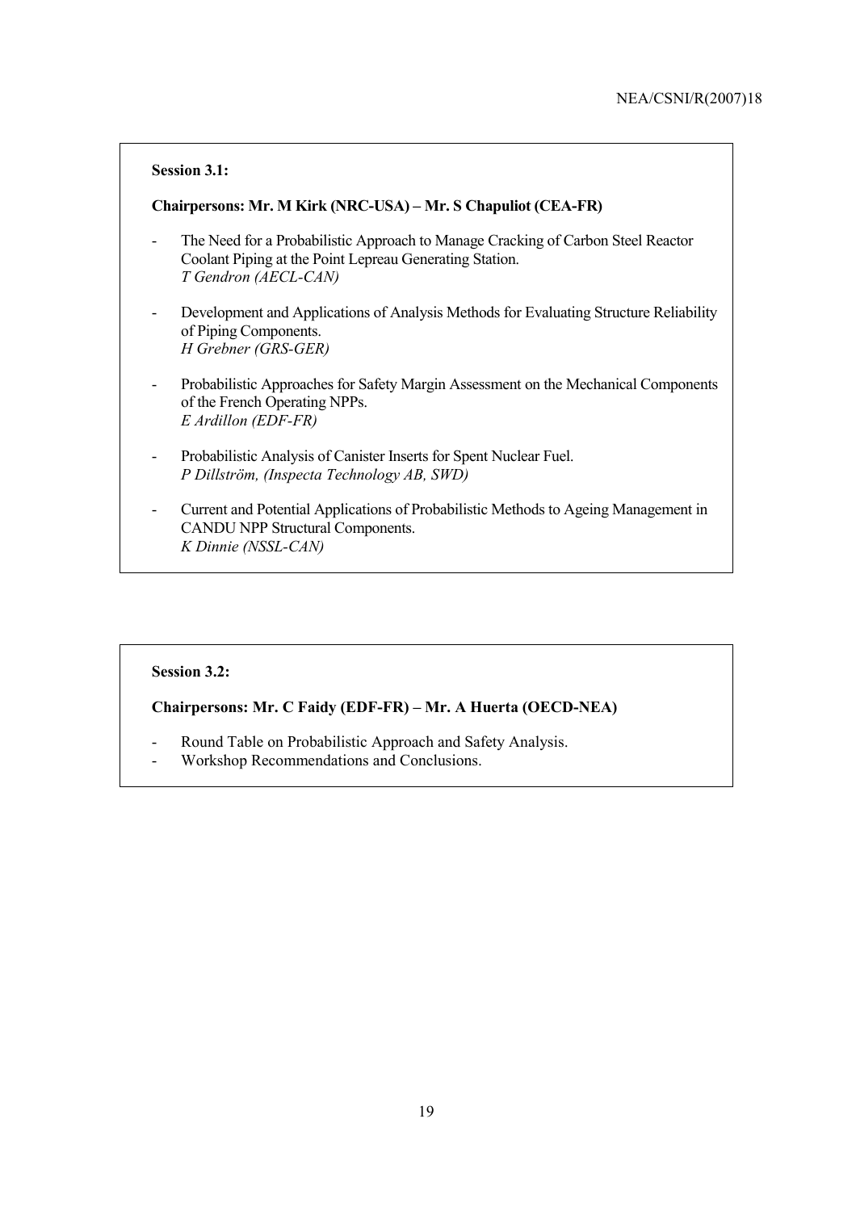**Session 3.1:**

**Chairpersons: Mr. M Kirk (NRC-USA) – Mr. S Chapuliot (CEA-FR)**

- The Need for a Probabilistic Approach to Manage Cracking of Carbon Steel Reactor Coolant Piping at the Point Lepreau Generating Station.
  *T Gendron (AECL-CAN)*

- Development and Applications of Analysis Methods for Evaluating Structure Reliability of Piping Components.
  *H Grebner (GRS-GER)*

- Probabilistic Approaches for Safety Margin Assessment on the Mechanical Components of the French Operating NPPs.
  *E Ardillon (EDF-FR)*

- Probabilistic Analysis of Canister Inserts for Spent Nuclear Fuel.
  *P Dillström, (Inspecta Technology AB, SWD)*

- Current and Potential Applications of Probabilistic Methods to Ageing Management in CANDU NPP Structural Components.
  *K Dinnie (NSSL-CAN)*

**Session 3.2:**

**Chairpersons: Mr. C Faidy (EDF-FR) – Mr. A Huerta (OECD-NEA)**

- Round Table on Probabilistic Approach and Safety Analysis.
- Workshop Recommendations and Conclusions.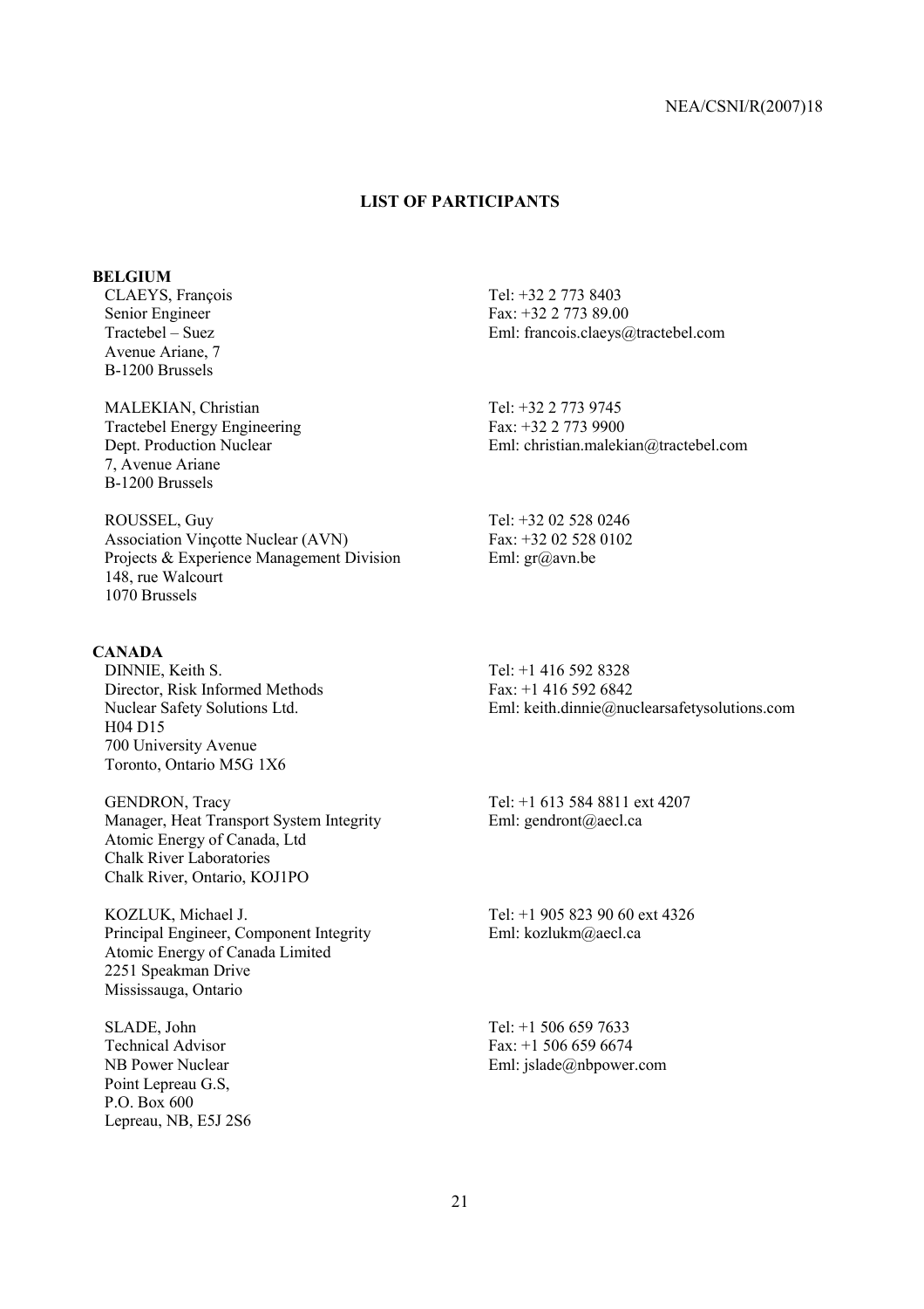## LIST OF PARTICIPANTS

### BELGIUM

CLAEYS, François
Senior Engineer
Tractebel – Suez
Avenue Ariane, 7
B-1200 Brussels

Tel: +32 2 773 8403
Fax: +32 2 773 89.00
Eml: francois.claeys@tractebel.com

MALEKIAN, Christian
Tractebel Energy Engineering
Dept. Production Nuclear
7, Avenue Ariane
B-1200 Brussels

Tel: +32 2 773 9745
Fax: +32 2 773 9900
Eml: christian.malekian@tractebel.com

ROUSSEL, Guy
Association Vinçotte Nuclear (AVN)
Projects & Experience Management Division
148, rue Walcourt
1070 Brussels

Tel: +32 02 528 0246
Fax: +32 02 528 0102
Eml: gr@avn.be

### CANADA

DINNIE, Keith S.
Director, Risk Informed Methods
Nuclear Safety Solutions Ltd.
H04 D15
700 University Avenue
Toronto, Ontario M5G 1X6

Tel: +1 416 592 8328
Fax: +1 416 592 6842
Eml: keith.dinnie@nuclearsafetysolutions.com

GENDRON, Tracy
Manager, Heat Transport System Integrity
Atomic Energy of Canada, Ltd
Chalk River Laboratories
Chalk River, Ontario, KOJ1PO

Tel: +1 613 584 8811 ext 4207
Eml: gendront@aecl.ca

KOZLUK, Michael J.
Principal Engineer, Component Integrity
Atomic Energy of Canada Limited
2251 Speakman Drive
Mississauga, Ontario

Tel: +1 905 823 90 60 ext 4326
Eml: kozlukm@aecl.ca

SLADE, John
Technical Advisor
NB Power Nuclear
Point Lepreau G.S,
P.O. Box 600
Lepreau, NB, E5J 2S6

Tel: +1 506 659 7633
Fax: +1 506 659 6674
Eml: jslade@nbpower.com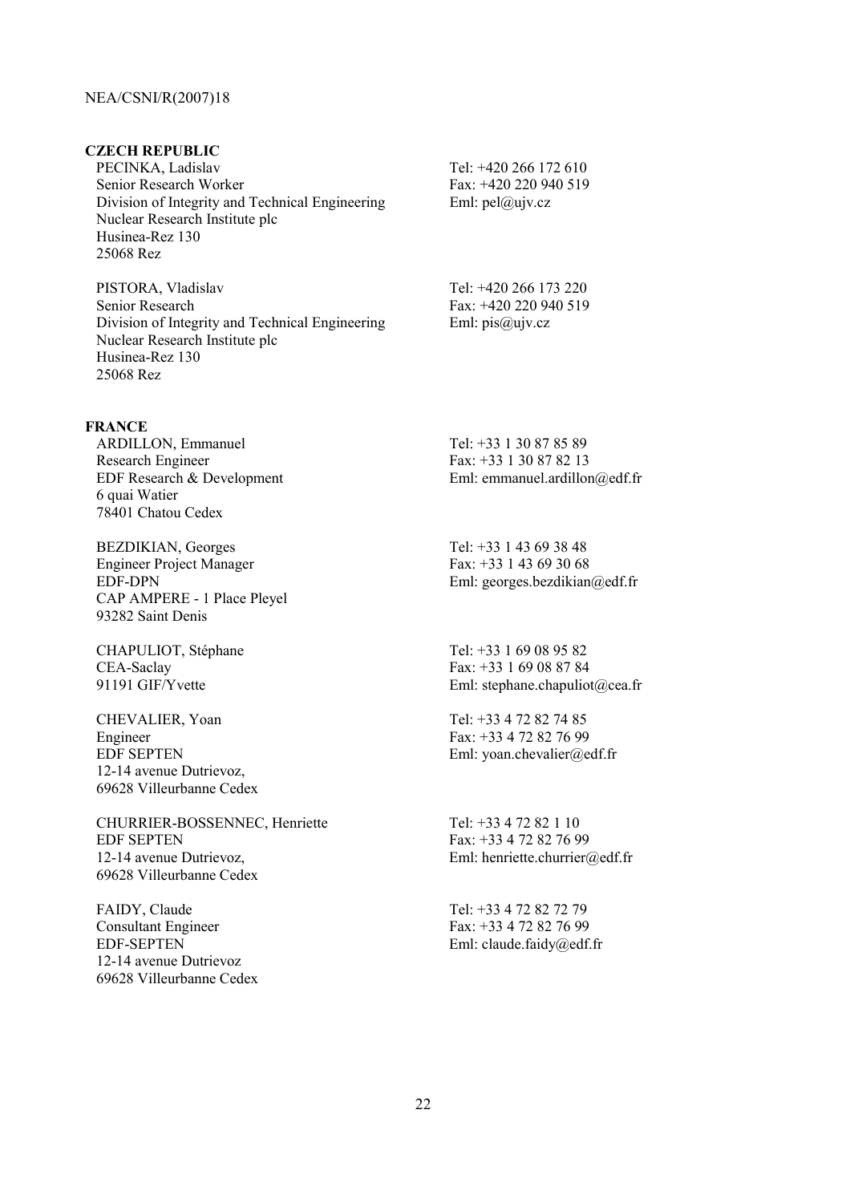**CZECH REPUBLIC**

PECINKA, Ladislav
Senior Research Worker
Division of Integrity and Technical Engineering
Nuclear Research Institute plc
Husinea-Rez 130
25068 Rez

Tel: +420 266 172 610
Fax: +420 220 940 519
Eml: pel@ujv.cz

PISTORA, Vladislav
Senior Research
Division of Integrity and Technical Engineering
Nuclear Research Institute plc
Husinea-Rez 130
25068 Rez

Tel: +420 266 173 220
Fax: +420 220 940 519
Eml: pis@ujv.cz

**FRANCE**

ARDILLON, Emmanuel
Research Engineer
EDF Research & Development
6 quai Watier
78401 Chatou Cedex

Tel: +33 1 30 87 85 89
Fax: +33 1 30 87 82 13
Eml: emmanuel.ardillon@edf.fr

BEZDIKIAN, Georges
Engineer Project Manager
EDF-DPN
CAP AMPERE - 1 Place Pleyel
93282 Saint Denis

Tel: +33 1 43 69 38 48
Fax: +33 1 43 69 30 68
Eml: georges.bezdikian@edf.fr

CHAPULIOT, Stéphane
CEA-Saclay
91191 GIF/Yvette

Tel: +33 1 69 08 95 82
Fax: +33 1 69 08 87 84
Eml: stephane.chapuliot@cea.fr

CHEVALIER, Yoan
Engineer
EDF SEPTEN
12-14 avenue Dutrievoz,
69628 Villeurbanne Cedex

Tel: +33 4 72 82 74 85
Fax: +33 4 72 82 76 99
Eml: yoan.chevalier@edf.fr

CHURRIER-BOSSENNEC, Henriette
EDF SEPTEN
12-14 avenue Dutrievoz,
69628 Villeurbanne Cedex

Tel: +33 4 72 82 1 10
Fax: +33 4 72 82 76 99
Eml: henriette.churrier@edf.fr

FAIDY, Claude
Consultant Engineer
EDF-SEPTEN
12-14 avenue Dutrievoz
69628 Villeurbanne Cedex

Tel: +33 4 72 82 72 79
Fax: +33 4 72 82 76 99
Eml: claude.faidy@edf.fr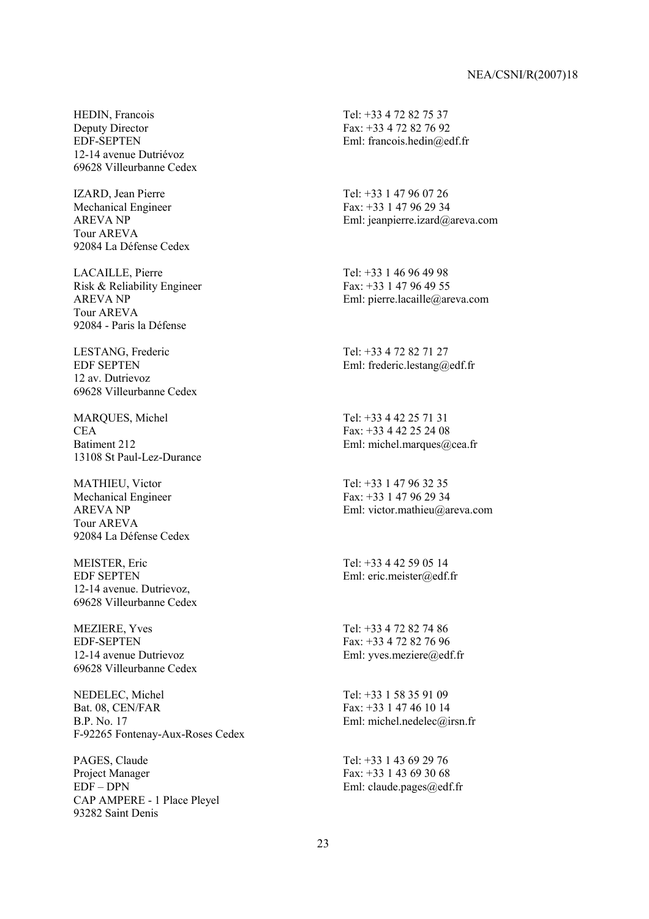HEDIN, Francois
Deputy Director
EDF-SEPTEN
12-14 avenue Dutriévoz
69628 Villeurbanne Cedex

Tel: +33 4 72 82 75 37
Fax: +33 4 72 82 76 92
Eml: francois.hedin@edf.fr

IZARD, Jean Pierre
Mechanical Engineer
AREVA NP
Tour AREVA
92084 La Défense Cedex

Tel: +33 1 47 96 07 26
Fax: +33 1 47 96 29 34
Eml: jeanpierre.izard@areva.com

LACAILLE, Pierre
Risk & Reliability Engineer
AREVA NP
Tour AREVA
92084 - Paris la Défense

Tel: +33 1 46 96 49 98
Fax: +33 1 47 96 49 55
Eml: pierre.lacaille@areva.com

LESTANG, Frederic
EDF SEPTEN
12 av. Dutrievoz
69628 Villeurbanne Cedex

Tel: +33 4 72 82 71 27
Eml: frederic.lestang@edf.fr

MARQUES, Michel
CEA
Batiment 212
13108 St Paul-Lez-Durance

Tel: +33 4 42 25 71 31
Fax: +33 4 42 25 24 08
Eml: michel.marques@cea.fr

MATHIEU, Victor
Mechanical Engineer
AREVA NP
Tour AREVA
92084 La Défense Cedex

Tel: +33 1 47 96 32 35
Fax: +33 1 47 96 29 34
Eml: victor.mathieu@areva.com

MEISTER, Eric
EDF SEPTEN
12-14 avenue. Dutrievoz,
69628 Villeurbanne Cedex

Tel: +33 4 42 59 05 14
Eml: eric.meister@edf.fr

MEZIERE, Yves
EDF-SEPTEN
12-14 avenue Dutrievoz
69628 Villeurbanne Cedex

Tel: +33 4 72 82 74 86
Fax: +33 4 72 82 76 96
Eml: yves.meziere@edf.fr

NEDELEC, Michel
Bat. 08, CEN/FAR
B.P. No. 17
F-92265 Fontenay-Aux-Roses Cedex

Tel: +33 1 58 35 91 09
Fax: +33 1 47 46 10 14
Eml: michel.nedelec@irsn.fr

PAGES, Claude
Project Manager
EDF – DPN
CAP AMPERE - 1 Place Pleyel
93282 Saint Denis

Tel: +33 1 43 69 29 76
Fax: +33 1 43 69 30 68
Eml: claude.pages@edf.fr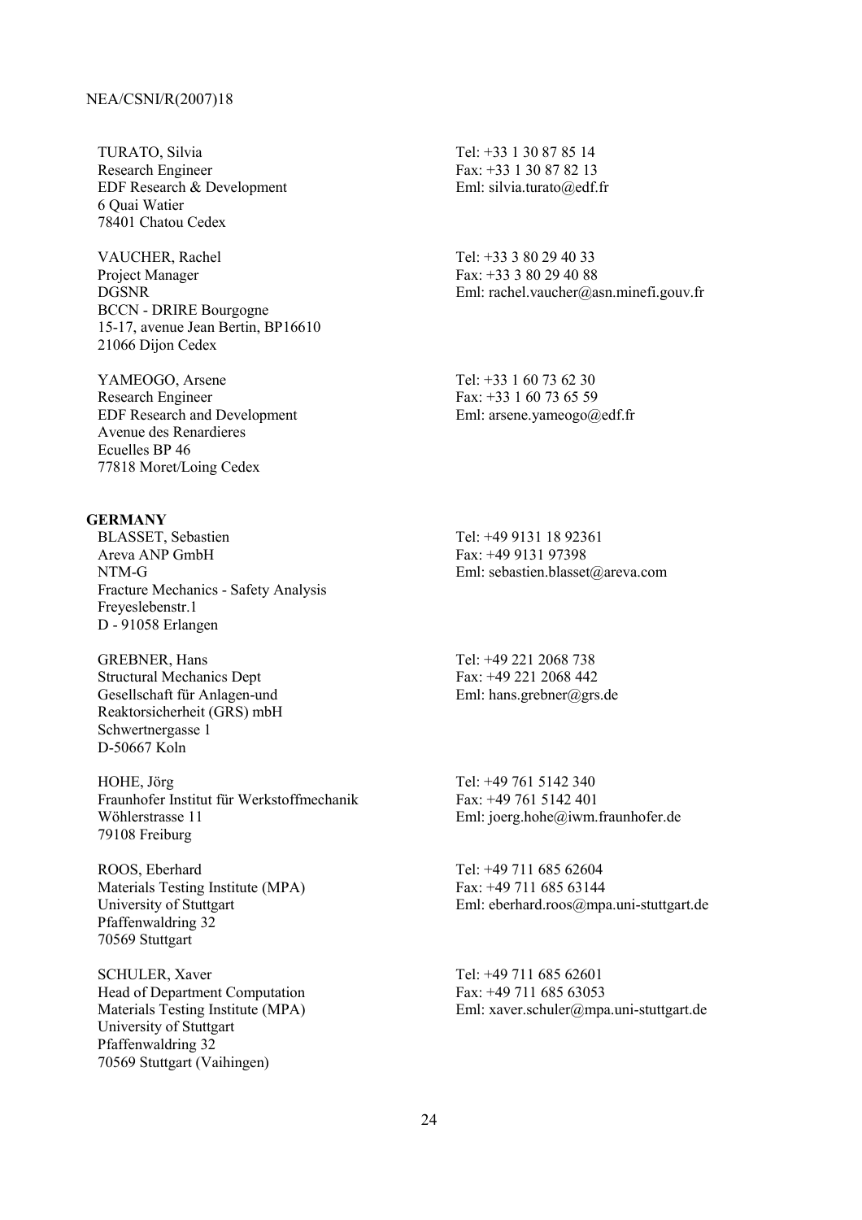TURATO, Silvia
Research Engineer
EDF Research & Development
6 Quai Watier
78401 Chatou Cedex

Tel: +33 1 30 87 85 14
Fax: +33 1 30 87 82 13
Eml: silvia.turato@edf.fr

VAUCHER, Rachel
Project Manager
DGSNR
BCCN - DRIRE Bourgogne
15-17, avenue Jean Bertin, BP16610
21066 Dijon Cedex

Tel: +33 3 80 29 40 33
Fax: +33 3 80 29 40 88
Eml: rachel.vaucher@asn.minefi.gouv.fr

YAMEOGO, Arsene
Research Engineer
EDF Research and Development
Avenue des Renardieres
Ecuelles BP 46
77818 Moret/Loing Cedex

Tel: +33 1 60 73 62 30
Fax: +33 1 60 73 65 59
Eml: arsene.yameogo@edf.fr

**GERMANY**

BLASSET, Sebastien
Areva ANP GmbH
NTM-G
Fracture Mechanics - Safety Analysis
Freyeslebenstr.1
D - 91058 Erlangen

Tel: +49 9131 18 92361
Fax: +49 9131 97398
Eml: sebastien.blasset@areva.com

GREBNER, Hans
Structural Mechanics Dept
Gesellschaft für Anlagen-und
Reaktorsicherheit (GRS) mbH
Schwertnergasse 1
D-50667 Koln

Tel: +49 221 2068 738
Fax: +49 221 2068 442
Eml: hans.grebner@grs.de

HOHE, Jörg
Fraunhofer Institut für Werkstoffmechanik
Wöhlerstrasse 11
79108 Freiburg

Tel: +49 761 5142 340
Fax: +49 761 5142 401
Eml: joerg.hohe@iwm.fraunhofer.de

ROOS, Eberhard
Materials Testing Institute (MPA)
University of Stuttgart
Pfaffenwaldring 32
70569 Stuttgart

Tel: +49 711 685 62604
Fax: +49 711 685 63144
Eml: eberhard.roos@mpa.uni-stuttgart.de

SCHULER, Xaver
Head of Department Computation
Materials Testing Institute (MPA)
University of Stuttgart
Pfaffenwaldring 32
70569 Stuttgart (Vaihingen)

Tel: +49 711 685 62601
Fax: +49 711 685 63053
Eml: xaver.schuler@mpa.uni-stuttgart.de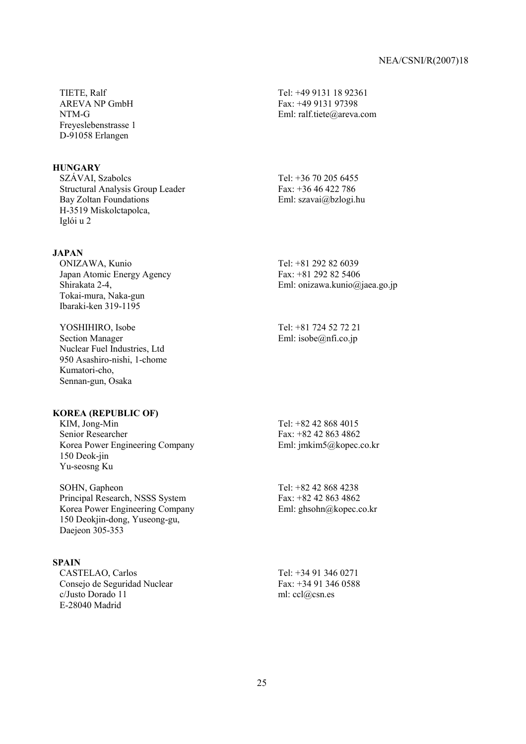TIETE, Ralf
AREVA NP GmbH
NTM-G
Freyeslebenstrasse 1
D-91058 Erlangen

Tel: +49 9131 18 92361
Fax: +49 9131 97398
Eml: ralf.tiete@areva.com

**HUNGARY**

SZÁVAI, Szabolcs
Structural Analysis Group Leader
Bay Zoltan Foundations
H-3519 Miskolctapolca,
Iglói u 2

Tel: +36 70 205 6455
Fax: +36 46 422 786
Eml: szavai@bzlogi.hu

**JAPAN**

ONIZAWA, Kunio
Japan Atomic Energy Agency
Shirakata 2-4,
Tokai-mura, Naka-gun
Ibaraki-ken 319-1195

Tel: +81 292 82 6039
Fax: +81 292 82 5406
Eml: onizawa.kunio@jaea.go.jp

YOSHIHIRO, Isobe
Section Manager
Nuclear Fuel Industries, Ltd
950 Asashiro-nishi, 1-chome
Kumatori-cho,
Sennan-gun, Osaka

Tel: +81 724 52 72 21
Eml: isobe@nfi.co.jp

**KOREA (REPUBLIC OF)**

KIM, Jong-Min
Senior Researcher
Korea Power Engineering Company
150 Deok-jin
Yu-seosng Ku

Tel: +82 42 868 4015
Fax: +82 42 863 4862
Eml: jmkim5@kopec.co.kr

SOHN, Gapheon
Principal Research, NSSS System
Korea Power Engineering Company
150 Deokjin-dong, Yuseong-gu,
Daejeon 305-353

Tel: +82 42 868 4238
Fax: +82 42 863 4862
Eml: ghsohn@kopec.co.kr

**SPAIN**

CASTELAO, Carlos
Consejo de Seguridad Nuclear
c/Justo Dorado 11
E-28040 Madrid

Tel: +34 91 346 0271
Fax: +34 91 346 0588
ml: ccl@csn.es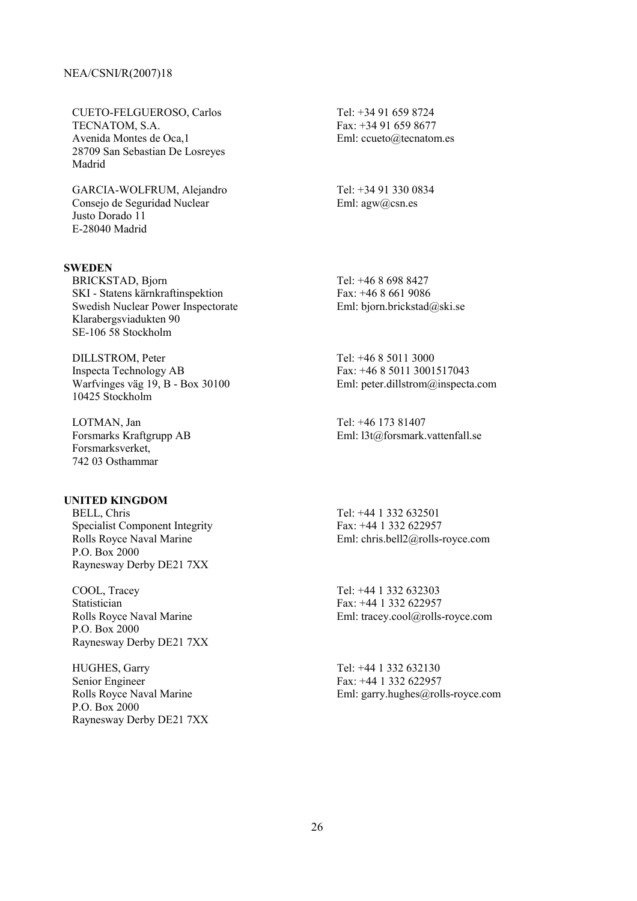CUETO-FELGUEROSO, Carlos
TECNATOM, S.A.
Avenida Montes de Oca,1
28709 San Sebastian De Losreyes
Madrid

Tel: +34 91 659 8724
Fax: +34 91 659 8677
Eml: ccueto@tecnatom.es

GARCIA-WOLFRUM, Alejandro
Consejo de Seguridad Nuclear
Justo Dorado 11
E-28040 Madrid

Tel: +34 91 330 0834
Eml: agw@csn.es

**SWEDEN**

BRICKSTAD, Bjorn
SKI - Statens kärnkraftinspektion
Swedish Nuclear Power Inspectorate
Klarabergsviadukten 90
SE-106 58 Stockholm

Tel: +46 8 698 8427
Fax: +46 8 661 9086
Eml: bjorn.brickstad@ski.se

DILLSTROM, Peter
Inspecta Technology AB
Warfvinges väg 19, B - Box 30100
10425 Stockholm

Tel: +46 8 5011 3000
Fax: +46 8 5011 3001517043
Eml: peter.dillstrom@inspecta.com

LOTMAN, Jan
Forsmarks Kraftgrupp AB
Forsmarksverket,
742 03 Osthammar

Tel: +46 173 81407
Eml: l3t@forsmark.vattenfall.se

**UNITED KINGDOM**

BELL, Chris
Specialist Component Integrity
Rolls Royce Naval Marine
P.O. Box 2000
Raynesway Derby DE21 7XX

Tel: +44 1 332 632501
Fax: +44 1 332 622957
Eml: chris.bell2@rolls-royce.com

COOL, Tracey
Statistician
Rolls Royce Naval Marine
P.O. Box 2000
Raynesway Derby DE21 7XX

Tel: +44 1 332 632303
Fax: +44 1 332 622957
Eml: tracey.cool@rolls-royce.com

HUGHES, Garry
Senior Engineer
Rolls Royce Naval Marine
P.O. Box 2000
Raynesway Derby DE21 7XX

Tel: +44 1 332 632130
Fax: +44 1 332 622957
Eml: garry.hughes@rolls-royce.com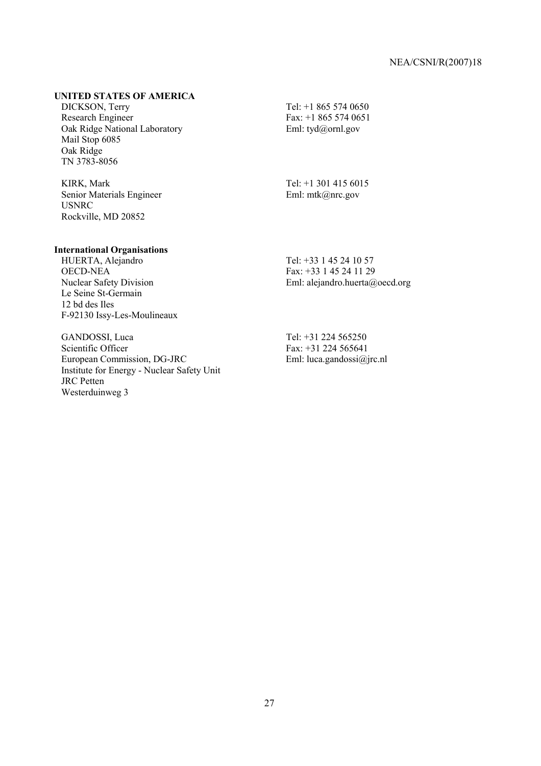**UNITED STATES OF AMERICA**

DICKSON, Terry
Research Engineer
Oak Ridge National Laboratory
Mail Stop 6085
Oak Ridge
TN 3783-8056

Tel: +1 865 574 0650
Fax: +1 865 574 0651
Eml: tyd@ornl.gov

KIRK, Mark
Senior Materials Engineer
USNRC
Rockville, MD 20852

Tel: +1 301 415 6015
Eml: mtk@nrc.gov

**International Organisations**

HUERTA, Alejandro
OECD-NEA
Nuclear Safety Division
Le Seine St-Germain
12 bd des Iles
F-92130 Issy-Les-Moulineaux

Tel: +33 1 45 24 10 57
Fax: +33 1 45 24 11 29
Eml: alejandro.huerta@oecd.org

GANDOSSI, Luca
Scientific Officer
European Commission, DG-JRC
Institute for Energy - Nuclear Safety Unit
JRC Petten
Westerduinweg 3

Tel: +31 224 565250
Fax: +31 224 565641
Eml: luca.gandossi@jrc.nl